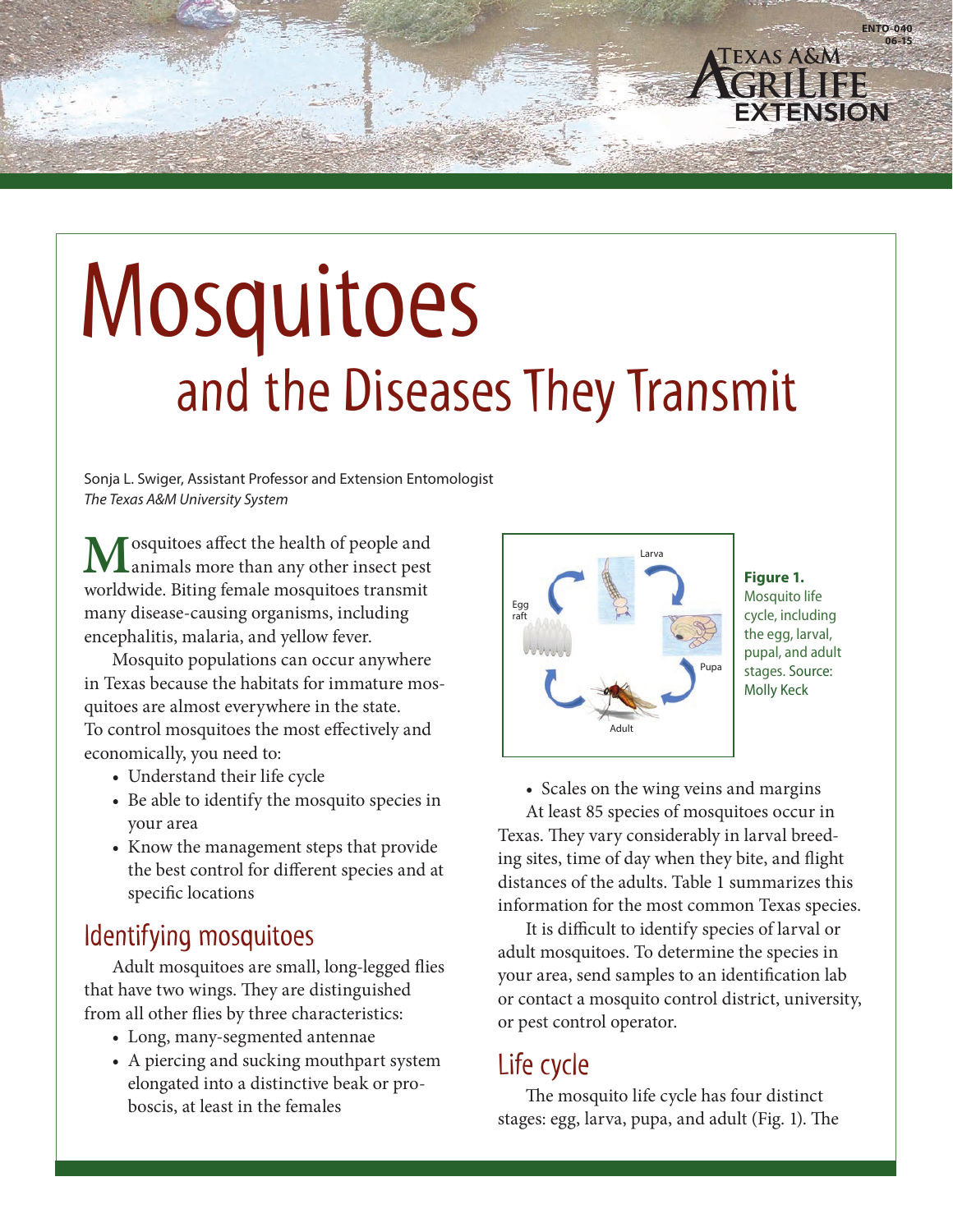# Mosquitoes

## and the Diseases They Transmit

Sonja L. Swiger, Assistant Professor and Extension Entomologist
*The Texas A&M University System*

Mosquitoes affect the health of people and animals more than any other insect pest worldwide. Biting female mosquitoes transmit many disease-causing organisms, including encephalitis, malaria, and yellow fever.

Mosquito populations can occur anywhere in Texas because the habitats for immature mosquitoes are almost everywhere in the state. To control mosquitoes the most effectively and economically, you need to:

- Understand their life cycle
- Be able to identify the mosquito species in your area
- Know the management steps that provide the best control for different species and at specific locations

## Identifying mosquitoes

Adult mosquitoes are small, long-legged flies that have two wings. They are distinguished from all other flies by three characteristics:

- Long, many-segmented antennae
- A piercing and sucking mouthpart system elongated into a distinctive beak or proboscis, at least in the females
- Scales on the wing veins and margins

**Figure 1.** Mosquito life cycle, including the egg, larval, pupal, and adult stages. Source: Molly Keck

At least 85 species of mosquitoes occur in Texas. They vary considerably in larval breeding sites, time of day when they bite, and flight distances of the adults. Table 1 summarizes this information for the most common Texas species.

It is difficult to identify species of larval or adult mosquitoes. To determine the species in your area, send samples to an identification lab or contact a mosquito control district, university, or pest control operator.

## Life cycle

The mosquito life cycle has four distinct stages: egg, larva, pupa, and adult (Fig. 1). The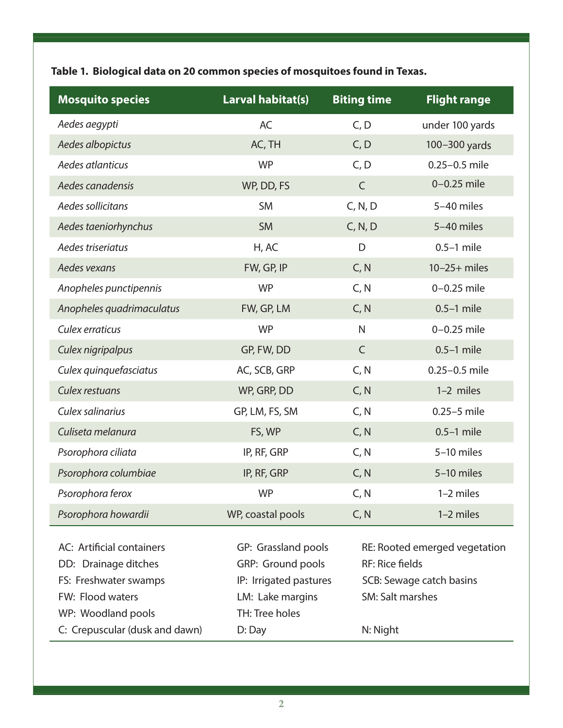**Table 1. Biological data on 20 common species of mosquitoes found in Texas.**

| Mosquito species | Larval habitat(s) | Biting time | Flight range |
|---|---|---|---|
| *Aedes aegypti* | AC | C, D | under 100 yards |
| *Aedes albopictus* | AC, TH | C, D | 100–300 yards |
| *Aedes atlanticus* | WP | C, D | 0.25–0.5 mile |
| *Aedes canadensis* | WP, DD, FS | C | 0–0.25 mile |
| *Aedes sollicitans* | SM | C, N, D | 5–40 miles |
| *Aedes taeniorhynchus* | SM | C, N, D | 5–40 miles |
| *Aedes triseriatus* | H, AC | D | 0.5–1 mile |
| *Aedes vexans* | FW, GP, IP | C, N | 10–25+ miles |
| *Anopheles punctipennis* | WP | C, N | 0–0.25 mile |
| *Anopheles quadrimaculatus* | FW, GP, LM | C, N | 0.5–1 mile |
| *Culex erraticus* | WP | N | 0–0.25 mile |
| *Culex nigripalpus* | GP, FW, DD | C | 0.5–1 mile |
| *Culex quinquefasciatus* | AC, SCB, GRP | C, N | 0.25–0.5 mile |
| *Culex restuans* | WP, GRP, DD | C, N | 1–2 miles |
| *Culex salinarius* | GP, LM, FS, SM | C, N | 0.25–5 mile |
| *Culiseta melanura* | FS, WP | C, N | 0.5–1 mile |
| *Psorophora ciliata* | IP, RF, GRP | C, N | 5–10 miles |
| *Psorophora columbiae* | IP, RF, GRP | C, N | 5–10 miles |
| *Psorophora ferox* | WP | C, N | 1–2 miles |
| *Psorophora howardii* | WP, coastal pools | C, N | 1–2 miles |

AC: Artificial containers
DD: Drainage ditches
FS: Freshwater swamps
FW: Flood waters
WP: Woodland pools
C: Crepuscular (dusk and dawn)
GP: Grassland pools
GRP: Ground pools
IP: Irrigated pastures
LM: Lake margins
TH: Tree holes
D: Day
RE: Rooted emerged vegetation
RF: Rice fields
SCB: Sewage catch basins
SM: Salt marshes
N: Night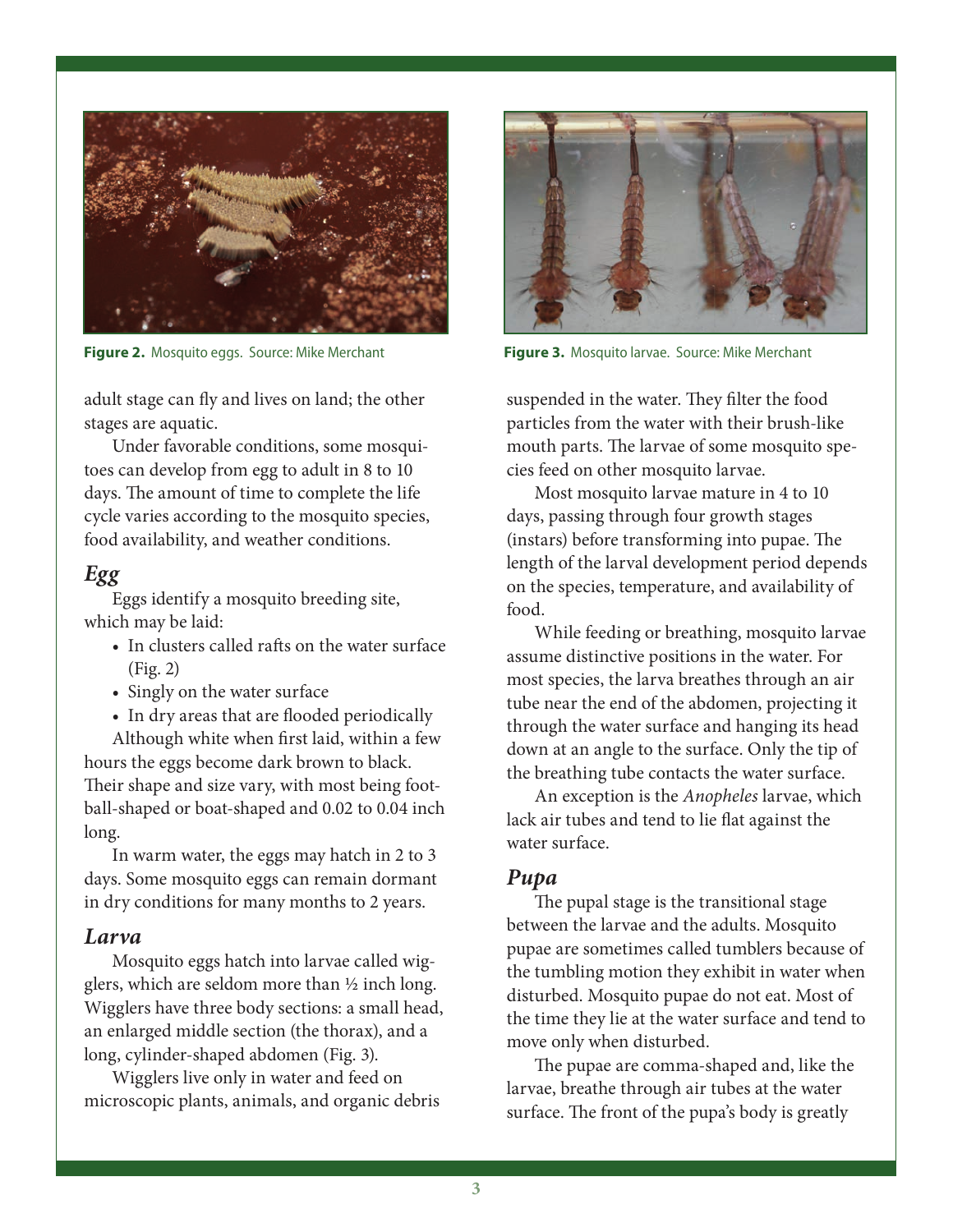**Figure 2.** Mosquito eggs. Source: Mike Merchant

**Figure 3.** Mosquito larvae. Source: Mike Merchant

adult stage can fly and lives on land; the other stages are aquatic.

Under favorable conditions, some mosquitoes can develop from egg to adult in 8 to 10 days. The amount of time to complete the life cycle varies according to the mosquito species, food availability, and weather conditions.

## *Egg*

Eggs identify a mosquito breeding site, which may be laid:

- In clusters called rafts on the water surface (Fig. 2)
- Singly on the water surface
- In dry areas that are flooded periodically

Although white when first laid, within a few hours the eggs become dark brown to black. Their shape and size vary, with most being football-shaped or boat-shaped and 0.02 to 0.04 inch long.

In warm water, the eggs may hatch in 2 to 3 days. Some mosquito eggs can remain dormant in dry conditions for many months to 2 years.

## *Larva*

Mosquito eggs hatch into larvae called wigglers, which are seldom more than ½ inch long. Wigglers have three body sections: a small head, an enlarged middle section (the thorax), and a long, cylinder-shaped abdomen (Fig. 3).

Wigglers live only in water and feed on microscopic plants, animals, and organic debris suspended in the water. They filter the food particles from the water with their brush-like mouth parts. The larvae of some mosquito species feed on other mosquito larvae.

Most mosquito larvae mature in 4 to 10 days, passing through four growth stages (instars) before transforming into pupae. The length of the larval development period depends on the species, temperature, and availability of food.

While feeding or breathing, mosquito larvae assume distinctive positions in the water. For most species, the larva breathes through an air tube near the end of the abdomen, projecting it through the water surface and hanging its head down at an angle to the surface. Only the tip of the breathing tube contacts the water surface.

An exception is the *Anopheles* larvae, which lack air tubes and tend to lie flat against the water surface.

## *Pupa*

The pupal stage is the transitional stage between the larvae and the adults. Mosquito pupae are sometimes called tumblers because of the tumbling motion they exhibit in water when disturbed. Mosquito pupae do not eat. Most of the time they lie at the water surface and tend to move only when disturbed.

The pupae are comma-shaped and, like the larvae, breathe through air tubes at the water surface. The front of the pupa's body is greatly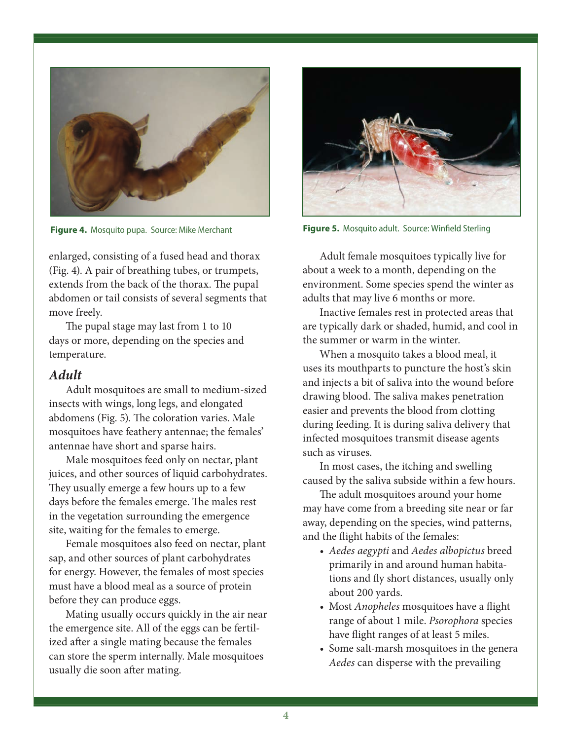**Figure 4.** Mosquito pupa. Source: Mike Merchant

**Figure 5.** Mosquito adult. Source: Winfield Sterling

enlarged, consisting of a fused head and thorax (Fig. 4). A pair of breathing tubes, or trumpets, extends from the back of the thorax. The pupal abdomen or tail consists of several segments that move freely.

The pupal stage may last from 1 to 10 days or more, depending on the species and temperature.

### *Adult*

Adult mosquitoes are small to medium-sized insects with wings, long legs, and elongated abdomens (Fig. 5). The coloration varies. Male mosquitoes have feathery antennae; the females' antennae have short and sparse hairs.

Male mosquitoes feed only on nectar, plant juices, and other sources of liquid carbohydrates. They usually emerge a few hours up to a few days before the females emerge. The males rest in the vegetation surrounding the emergence site, waiting for the females to emerge.

Female mosquitoes also feed on nectar, plant sap, and other sources of plant carbohydrates for energy. However, the females of most species must have a blood meal as a source of protein before they can produce eggs.

Mating usually occurs quickly in the air near the emergence site. All of the eggs can be fertilized after a single mating because the females can store the sperm internally. Male mosquitoes usually die soon after mating.

Adult female mosquitoes typically live for about a week to a month, depending on the environment. Some species spend the winter as adults that may live 6 months or more.

Inactive females rest in protected areas that are typically dark or shaded, humid, and cool in the summer or warm in the winter.

When a mosquito takes a blood meal, it uses its mouthparts to puncture the host's skin and injects a bit of saliva into the wound before drawing blood. The saliva makes penetration easier and prevents the blood from clotting during feeding. It is during saliva delivery that infected mosquitoes transmit disease agents such as viruses.

In most cases, the itching and swelling caused by the saliva subside within a few hours.

The adult mosquitoes around your home may have come from a breeding site near or far away, depending on the species, wind patterns, and the flight habits of the females:

- *Aedes aegypti* and *Aedes albopictus* breed primarily in and around human habitations and fly short distances, usually only about 200 yards.
- Most *Anopheles* mosquitoes have a flight range of about 1 mile. *Psorophora* species have flight ranges of at least 5 miles.
- Some salt-marsh mosquitoes in the genera *Aedes* can disperse with the prevailing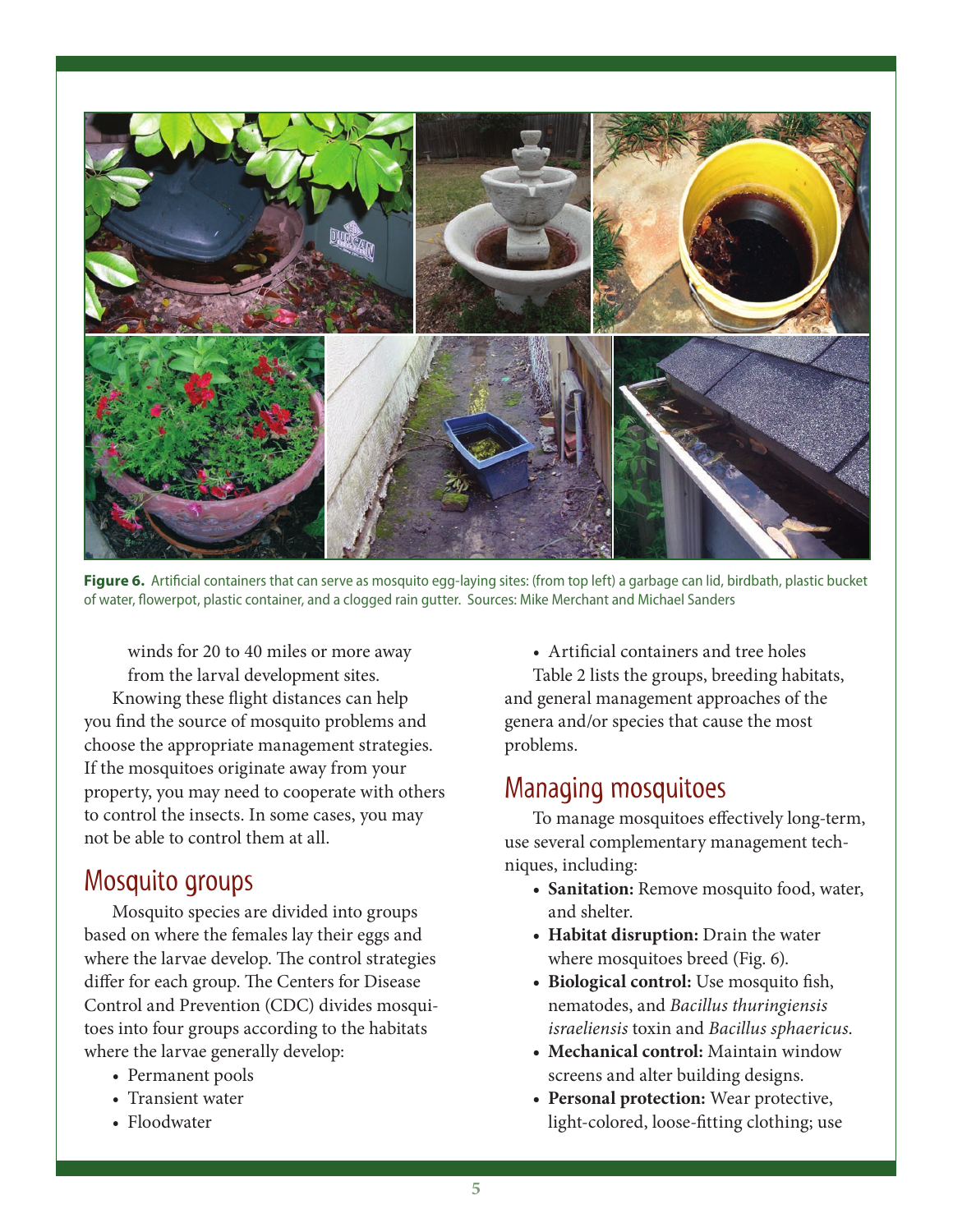**Figure 6.** Artificial containers that can serve as mosquito egg-laying sites: (from top left) a garbage can lid, birdbath, plastic bucket of water, flowerpot, plastic container, and a clogged rain gutter. Sources: Mike Merchant and Michael Sanders

winds for 20 to 40 miles or more away from the larval development sites.

Knowing these flight distances can help you find the source of mosquito problems and choose the appropriate management strategies. If the mosquitoes originate away from your property, you may need to cooperate with others to control the insects. In some cases, you may not be able to control them at all.

## Mosquito groups

Mosquito species are divided into groups based on where the females lay their eggs and where the larvae develop. The control strategies differ for each group. The Centers for Disease Control and Prevention (CDC) divides mosquitoes into four groups according to the habitats where the larvae generally develop:

- Permanent pools
- Transient water
- Floodwater
- Artificial containers and tree holes

Table 2 lists the groups, breeding habitats, and general management approaches of the genera and/or species that cause the most problems.

## Managing mosquitoes

To manage mosquitoes effectively long-term, use several complementary management techniques, including:

- **Sanitation:** Remove mosquito food, water, and shelter.
- **Habitat disruption:** Drain the water where mosquitoes breed (Fig. 6).
- **Biological control:** Use mosquito fish, nematodes, and *Bacillus thuringiensis israeliensis* toxin and *Bacillus sphaericus*.
- **Mechanical control:** Maintain window screens and alter building designs.
- **Personal protection:** Wear protective, light-colored, loose-fitting clothing; use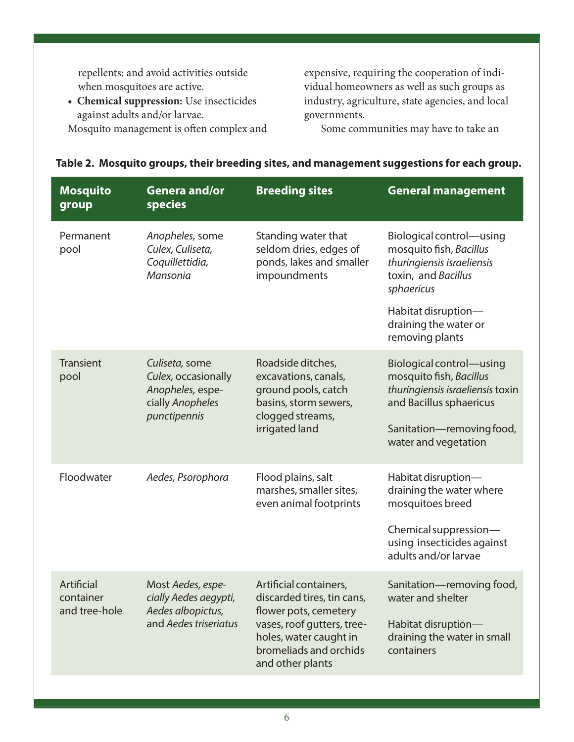repellents; and avoid activities outside when mosquitoes are active.

- **Chemical suppression:** Use insecticides against adults and/or larvae.

Mosquito management is often complex and expensive, requiring the cooperation of individual homeowners as well as such groups as industry, agriculture, state agencies, and local governments.

Some communities may have to take an

**Table 2. Mosquito groups, their breeding sites, and management suggestions for each group.**

| Mosquito group | Genera and/or species | Breeding sites | General management |
|---|---|---|---|
| Permanent pool | *Anopheles,* some *Culex, Culiseta, Coquillettidia, Mansonia* | Standing water that seldom dries, edges of ponds, lakes and smaller impoundments | Biological control—using mosquito fish, *Bacillus thuringiensis israeliensis* toxin, and *Bacillus sphaericus*<br><br>Habitat disruption—draining the water or removing plants |
| Transient pool | *Culiseta,* some *Culex,* occasionally *Anopheles,* especially *Anopheles punctipennis* | Roadside ditches, excavations, canals, ground pools, catch basins, storm sewers, clogged streams, irrigated land | Biological control—using mosquito fish, *Bacillus thuringiensis israeliensis* toxin and Bacillus sphaericus<br><br>Sanitation—removing food, water and vegetation |
| Floodwater | *Aedes, Psorophora* | Flood plains, salt marshes, smaller sites, even animal footprints | Habitat disruption—draining the water where mosquitoes breed<br><br>Chemical suppression—using insecticides against adults and/or larvae |
| Artificial container and tree-hole | Most *Aedes, especially Aedes aegypti, Aedes albopictus,* and *Aedes triseriatus* | Artificial containers, discarded tires, tin cans, flower pots, cemetery vases, roof gutters, tree-holes, water caught in bromeliads and orchids and other plants | Sanitation—removing food, water and shelter<br><br>Habitat disruption—draining the water in small containers |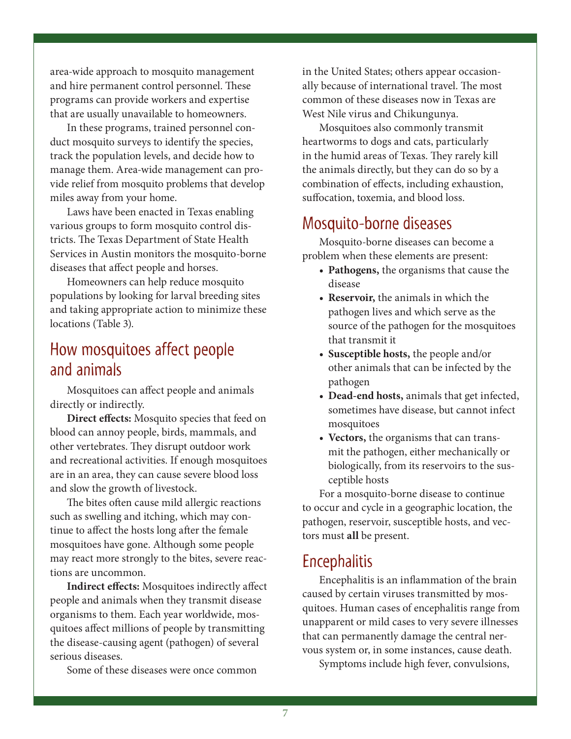area-wide approach to mosquito management and hire permanent control personnel. These programs can provide workers and expertise that are usually unavailable to homeowners.

In these programs, trained personnel conduct mosquito surveys to identify the species, track the population levels, and decide how to manage them. Area-wide management can provide relief from mosquito problems that develop miles away from your home.

Laws have been enacted in Texas enabling various groups to form mosquito control districts. The Texas Department of State Health Services in Austin monitors the mosquito-borne diseases that affect people and horses.

Homeowners can help reduce mosquito populations by looking for larval breeding sites and taking appropriate action to minimize these locations (Table 3).

## How mosquitoes affect people and animals

Mosquitoes can affect people and animals directly or indirectly.

**Direct effects:** Mosquito species that feed on blood can annoy people, birds, mammals, and other vertebrates. They disrupt outdoor work and recreational activities. If enough mosquitoes are in an area, they can cause severe blood loss and slow the growth of livestock.

The bites often cause mild allergic reactions such as swelling and itching, which may continue to affect the hosts long after the female mosquitoes have gone. Although some people may react more strongly to the bites, severe reactions are uncommon.

**Indirect effects:** Mosquitoes indirectly affect people and animals when they transmit disease organisms to them. Each year worldwide, mosquitoes affect millions of people by transmitting the disease-causing agent (pathogen) of several serious diseases.

Some of these diseases were once common in the United States; others appear occasionally because of international travel. The most common of these diseases now in Texas are West Nile virus and Chikungunya.

Mosquitoes also commonly transmit heartworms to dogs and cats, particularly in the humid areas of Texas. They rarely kill the animals directly, but they can do so by a combination of effects, including exhaustion, suffocation, toxemia, and blood loss.

## Mosquito-borne diseases

Mosquito-borne diseases can become a problem when these elements are present:

- **Pathogens,** the organisms that cause the disease
- **Reservoir,** the animals in which the pathogen lives and which serve as the source of the pathogen for the mosquitoes that transmit it
- **Susceptible hosts,** the people and/or other animals that can be infected by the pathogen
- **Dead-end hosts,** animals that get infected, sometimes have disease, but cannot infect mosquitoes
- **Vectors,** the organisms that can transmit the pathogen, either mechanically or biologically, from its reservoirs to the susceptible hosts

For a mosquito-borne disease to continue to occur and cycle in a geographic location, the pathogen, reservoir, susceptible hosts, and vectors must **all** be present.

## Encephalitis

Encephalitis is an inflammation of the brain caused by certain viruses transmitted by mosquitoes. Human cases of encephalitis range from unapparent or mild cases to very severe illnesses that can permanently damage the central nervous system or, in some instances, cause death.

Symptoms include high fever, convulsions,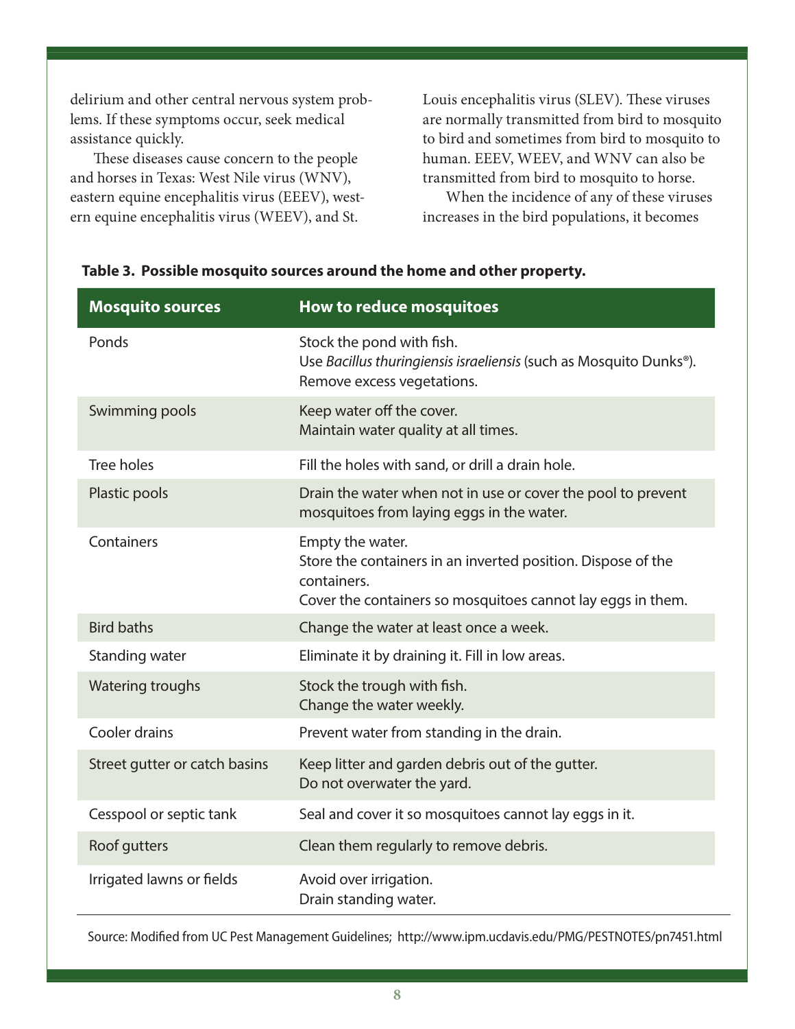delirium and other central nervous system problems. If these symptoms occur, seek medical assistance quickly.

These diseases cause concern to the people and horses in Texas: West Nile virus (WNV), eastern equine encephalitis virus (EEEV), western equine encephalitis virus (WEEV), and St. Louis encephalitis virus (SLEV). These viruses are normally transmitted from bird to mosquito to bird and sometimes from bird to mosquito to human. EEEV, WEEV, and WNV can also be transmitted from bird to mosquito to horse.

When the incidence of any of these viruses increases in the bird populations, it becomes

**Table 3. Possible mosquito sources around the home and other property.**

| Mosquito sources | How to reduce mosquitoes |
|---|---|
| Ponds | Stock the pond with fish.<br>Use *Bacillus thuringiensis israeliensis* (such as Mosquito Dunks®).<br>Remove excess vegetations. |
| Swimming pools | Keep water off the cover.<br>Maintain water quality at all times. |
| Tree holes | Fill the holes with sand, or drill a drain hole. |
| Plastic pools | Drain the water when not in use or cover the pool to prevent mosquitoes from laying eggs in the water. |
| Containers | Empty the water.<br>Store the containers in an inverted position. Dispose of the containers.<br>Cover the containers so mosquitoes cannot lay eggs in them. |
| Bird baths | Change the water at least once a week. |
| Standing water | Eliminate it by draining it. Fill in low areas. |
| Watering troughs | Stock the trough with fish.<br>Change the water weekly. |
| Cooler drains | Prevent water from standing in the drain. |
| Street gutter or catch basins | Keep litter and garden debris out of the gutter.<br>Do not overwater the yard. |
| Cesspool or septic tank | Seal and cover it so mosquitoes cannot lay eggs in it. |
| Roof gutters | Clean them regularly to remove debris. |
| Irrigated lawns or fields | Avoid over irrigation.<br>Drain standing water. |

Source: Modified from UC Pest Management Guidelines; http://www.ipm.ucdavis.edu/PMG/PESTNOTES/pn7451.html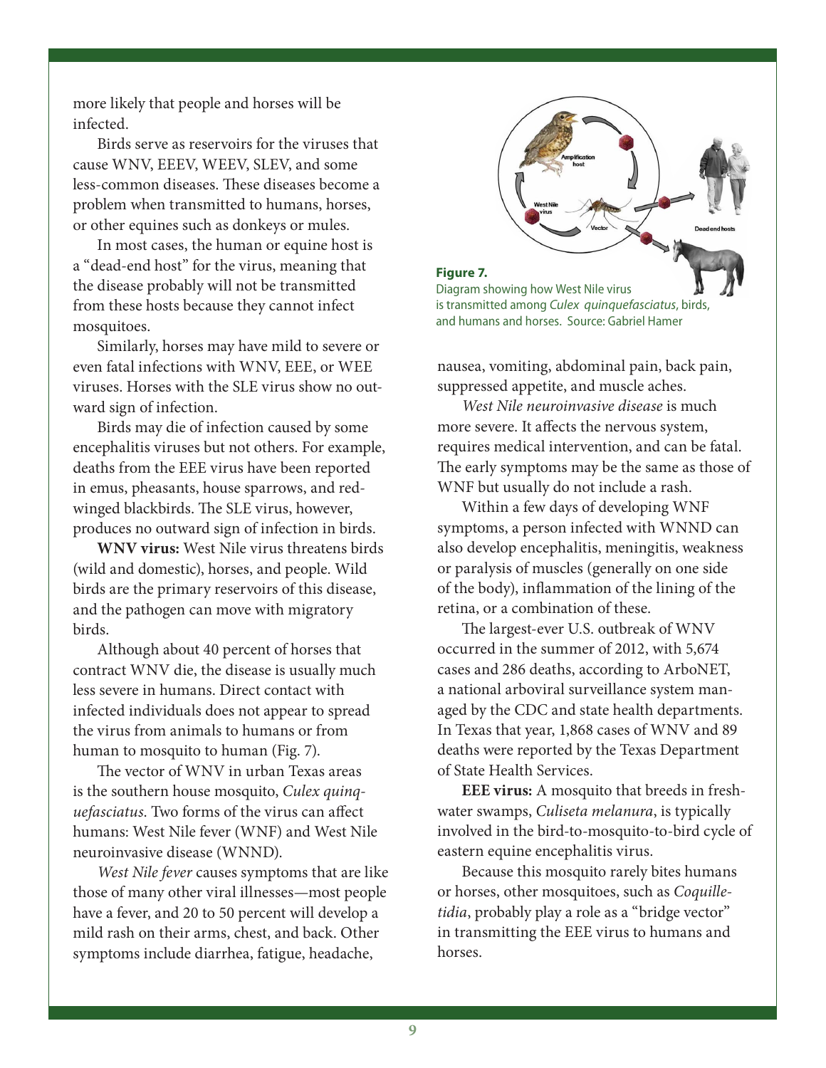more likely that people and horses will be infected.

Birds serve as reservoirs for the viruses that cause WNV, EEEV, WEEV, SLEV, and some less-common diseases. These diseases become a problem when transmitted to humans, horses, or other equines such as donkeys or mules.

In most cases, the human or equine host is a "dead-end host" for the virus, meaning that the disease probably will not be transmitted from these hosts because they cannot infect mosquitoes.

Similarly, horses may have mild to severe or even fatal infections with WNV, EEE, or WEE viruses. Horses with the SLE virus show no outward sign of infection.

Birds may die of infection caused by some encephalitis viruses but not others. For example, deaths from the EEE virus have been reported in emus, pheasants, house sparrows, and red-winged blackbirds. The SLE virus, however, produces no outward sign of infection in birds.

**WNV virus:** West Nile virus threatens birds (wild and domestic), horses, and people. Wild birds are the primary reservoirs of this disease, and the pathogen can move with migratory birds.

Although about 40 percent of horses that contract WNV die, the disease is usually much less severe in humans. Direct contact with infected individuals does not appear to spread the virus from animals to humans or from human to mosquito to human (Fig. 7).

The vector of WNV in urban Texas areas is the southern house mosquito, *Culex quinquefasciatus.* Two forms of the virus can affect humans: West Nile fever (WNF) and West Nile neuroinvasive disease (WNND).

*West Nile fever* causes symptoms that are like those of many other viral illnesses—most people have a fever, and 20 to 50 percent will develop a mild rash on their arms, chest, and back. Other symptoms include diarrhea, fatigue, headache, nausea, vomiting, abdominal pain, back pain, suppressed appetite, and muscle aches.

**Figure 7.**
Diagram showing how West Nile virus is transmitted among *Culex quinquefasciatus*, birds, and humans and horses. Source: Gabriel Hamer

*West Nile neuroinvasive disease* is much more severe. It affects the nervous system, requires medical intervention, and can be fatal. The early symptoms may be the same as those of WNF but usually do not include a rash.

Within a few days of developing WNF symptoms, a person infected with WNND can also develop encephalitis, meningitis, weakness or paralysis of muscles (generally on one side of the body), inflammation of the lining of the retina, or a combination of these.

The largest-ever U.S. outbreak of WNV occurred in the summer of 2012, with 5,674 cases and 286 deaths, according to ArboNET, a national arboviral surveillance system managed by the CDC and state health departments. In Texas that year, 1,868 cases of WNV and 89 deaths were reported by the Texas Department of State Health Services.

**EEE virus:** A mosquito that breeds in freshwater swamps, *Culiseta melanura*, is typically involved in the bird-to-mosquito-to-bird cycle of eastern equine encephalitis virus.

Because this mosquito rarely bites humans or horses, other mosquitoes, such as *Coquillettidia*, probably play a role as a "bridge vector" in transmitting the EEE virus to humans and horses.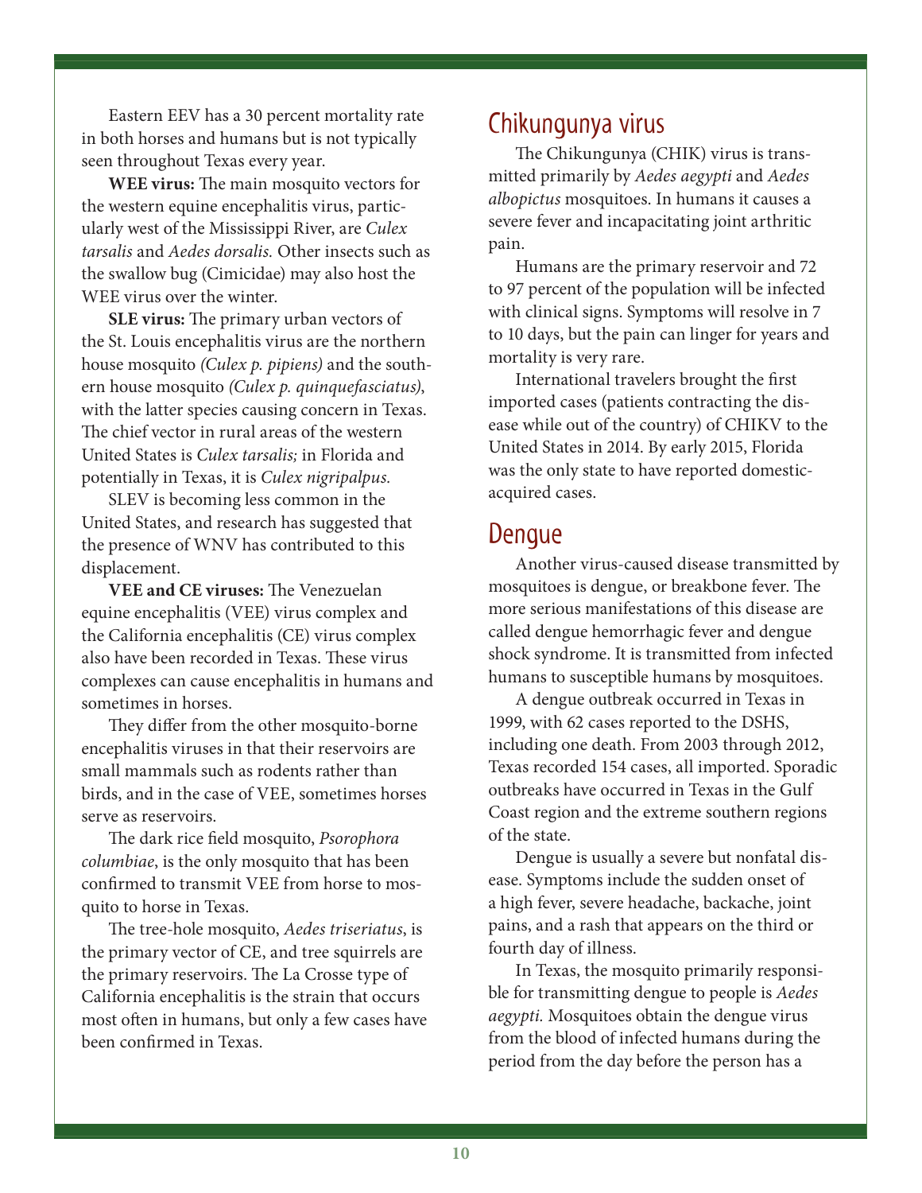Eastern EEV has a 30 percent mortality rate in both horses and humans but is not typically seen throughout Texas every year.

**WEE virus:** The main mosquito vectors for the western equine encephalitis virus, particularly west of the Mississippi River, are *Culex tarsalis* and *Aedes dorsalis.* Other insects such as the swallow bug (Cimicidae) may also host the WEE virus over the winter.

**SLE virus:** The primary urban vectors of the St. Louis encephalitis virus are the northern house mosquito *(Culex p. pipiens)* and the southern house mosquito *(Culex p. quinquefasciatus)*, with the latter species causing concern in Texas. The chief vector in rural areas of the western United States is *Culex tarsalis;* in Florida and potentially in Texas, it is *Culex nigripalpus.*

SLEV is becoming less common in the United States, and research has suggested that the presence of WNV has contributed to this displacement.

**VEE and CE viruses:** The Venezuelan equine encephalitis (VEE) virus complex and the California encephalitis (CE) virus complex also have been recorded in Texas. These virus complexes can cause encephalitis in humans and sometimes in horses.

They differ from the other mosquito-borne encephalitis viruses in that their reservoirs are small mammals such as rodents rather than birds, and in the case of VEE, sometimes horses serve as reservoirs.

The dark rice field mosquito, *Psorophora columbiae*, is the only mosquito that has been confirmed to transmit VEE from horse to mosquito to horse in Texas.

The tree-hole mosquito, *Aedes triseriatus*, is the primary vector of CE, and tree squirrels are the primary reservoirs. The La Crosse type of California encephalitis is the strain that occurs most often in humans, but only a few cases have been confirmed in Texas.

## Chikungunya virus

The Chikungunya (CHIK) virus is transmitted primarily by *Aedes aegypti* and *Aedes albopictus* mosquitoes. In humans it causes a severe fever and incapacitating joint arthritic pain.

Humans are the primary reservoir and 72 to 97 percent of the population will be infected with clinical signs. Symptoms will resolve in 7 to 10 days, but the pain can linger for years and mortality is very rare.

International travelers brought the first imported cases (patients contracting the disease while out of the country) of CHIKV to the United States in 2014. By early 2015, Florida was the only state to have reported domestic-acquired cases.

## Dengue

Another virus-caused disease transmitted by mosquitoes is dengue, or breakbone fever. The more serious manifestations of this disease are called dengue hemorrhagic fever and dengue shock syndrome. It is transmitted from infected humans to susceptible humans by mosquitoes.

A dengue outbreak occurred in Texas in 1999, with 62 cases reported to the DSHS, including one death. From 2003 through 2012, Texas recorded 154 cases, all imported. Sporadic outbreaks have occurred in Texas in the Gulf Coast region and the extreme southern regions of the state.

Dengue is usually a severe but nonfatal disease. Symptoms include the sudden onset of a high fever, severe headache, backache, joint pains, and a rash that appears on the third or fourth day of illness.

In Texas, the mosquito primarily responsible for transmitting dengue to people is *Aedes aegypti.* Mosquitoes obtain the dengue virus from the blood of infected humans during the period from the day before the person has a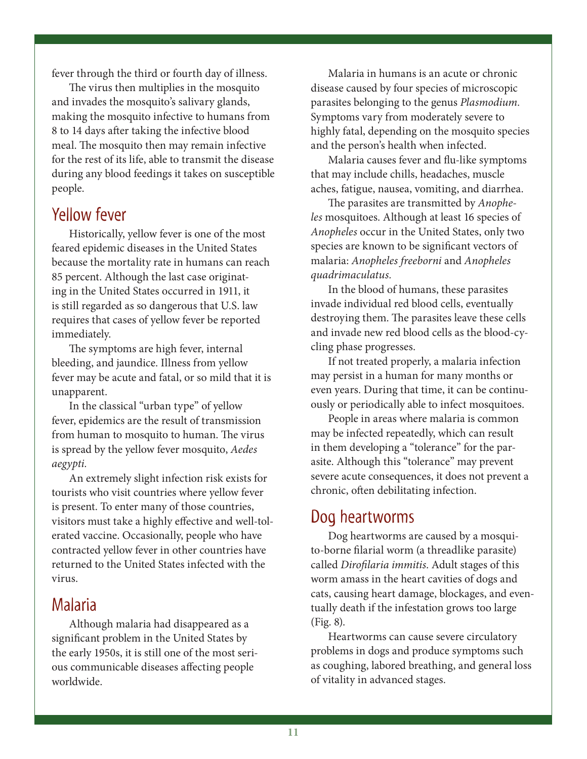fever through the third or fourth day of illness.

The virus then multiplies in the mosquito and invades the mosquito's salivary glands, making the mosquito infective to humans from 8 to 14 days after taking the infective blood meal. The mosquito then may remain infective for the rest of its life, able to transmit the disease during any blood feedings it takes on susceptible people.

## Yellow fever

Historically, yellow fever is one of the most feared epidemic diseases in the United States because the mortality rate in humans can reach 85 percent. Although the last case originating in the United States occurred in 1911, it is still regarded as so dangerous that U.S. law requires that cases of yellow fever be reported immediately.

The symptoms are high fever, internal bleeding, and jaundice. Illness from yellow fever may be acute and fatal, or so mild that it is unapparent.

In the classical "urban type" of yellow fever, epidemics are the result of transmission from human to mosquito to human. The virus is spread by the yellow fever mosquito, *Aedes aegypti*.

An extremely slight infection risk exists for tourists who visit countries where yellow fever is present. To enter many of those countries, visitors must take a highly effective and well-tolerated vaccine. Occasionally, people who have contracted yellow fever in other countries have returned to the United States infected with the virus.

## Malaria

Although malaria had disappeared as a significant problem in the United States by the early 1950s, it is still one of the most serious communicable diseases affecting people worldwide.

Malaria in humans is an acute or chronic disease caused by four species of microscopic parasites belonging to the genus *Plasmodium*. Symptoms vary from moderately severe to highly fatal, depending on the mosquito species and the person's health when infected.

Malaria causes fever and flu-like symptoms that may include chills, headaches, muscle aches, fatigue, nausea, vomiting, and diarrhea.

The parasites are transmitted by *Anopheles* mosquitoes. Although at least 16 species of *Anopheles* occur in the United States, only two species are known to be significant vectors of malaria: *Anopheles freeborni* and *Anopheles quadrimaculatus*.

In the blood of humans, these parasites invade individual red blood cells, eventually destroying them. The parasites leave these cells and invade new red blood cells as the blood-cycling phase progresses.

If not treated properly, a malaria infection may persist in a human for many months or even years. During that time, it can be continuously or periodically able to infect mosquitoes.

People in areas where malaria is common may be infected repeatedly, which can result in them developing a "tolerance" for the parasite. Although this "tolerance" may prevent severe acute consequences, it does not prevent a chronic, often debilitating infection.

## Dog heartworms

Dog heartworms are caused by a mosquito-borne filarial worm (a threadlike parasite) called *Dirofilaria immitis*. Adult stages of this worm amass in the heart cavities of dogs and cats, causing heart damage, blockages, and eventually death if the infestation grows too large (Fig. 8).

Heartworms can cause severe circulatory problems in dogs and produce symptoms such as coughing, labored breathing, and general loss of vitality in advanced stages.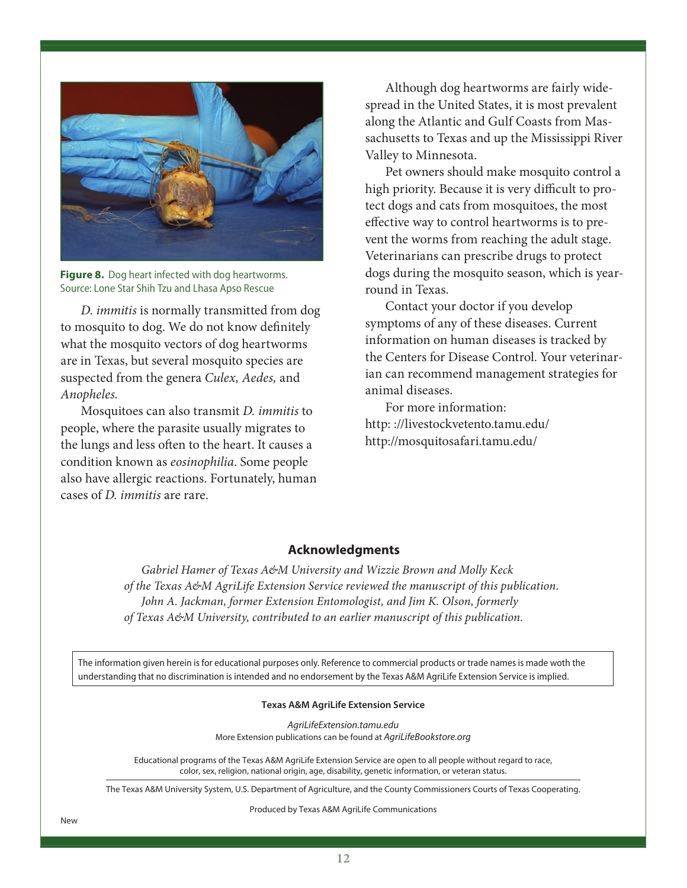**Figure 8.** Dog heart infected with dog heartworms. Source: Lone Star Shih Tzu and Lhasa Apso Rescue

*D. immitis* is normally transmitted from dog to mosquito to dog. We do not know definitely what the mosquito vectors of dog heartworms are in Texas, but several mosquito species are suspected from the genera *Culex, Aedes,* and *Anopheles.*

Mosquitoes can also transmit *D. immitis* to people, where the parasite usually migrates to the lungs and less often to the heart. It causes a condition known as *eosinophilia*. Some people also have allergic reactions. Fortunately, human cases of *D. immitis* are rare.

Although dog heartworms are fairly widespread in the United States, it is most prevalent along the Atlantic and Gulf Coasts from Massachusetts to Texas and up the Mississippi River Valley to Minnesota.

Pet owners should make mosquito control a high priority. Because it is very difficult to protect dogs and cats from mosquitoes, the most effective way to control heartworms is to prevent the worms from reaching the adult stage. Veterinarians can prescribe drugs to protect dogs during the mosquito season, which is year-round in Texas.

Contact your doctor if you develop symptoms of any of these diseases. Current information on human diseases is tracked by the Centers for Disease Control. Your veterinarian can recommend management strategies for animal diseases.

For more information:
http: ://livestockvetento.tamu.edu/
http://mosquitosafari.tamu.edu/

## Acknowledgments

*Gabriel Hamer of Texas A&M University and Wizzie Brown and Molly Keck of the Texas A&M AgriLife Extension Service reviewed the manuscript of this publication. John A. Jackman, former Extension Entomologist, and Jim K. Olson, formerly of Texas A&M University, contributed to an earlier manuscript of this publication.*

The information given herein is for educational purposes only. Reference to commercial products or trade names is made woth the understanding that no discrimination is intended and no endorsement by the Texas A&M AgriLife Extension Service is implied.

**Texas A&M AgriLife Extension Service**

*AgriLifeExtension.tamu.edu*
More Extension publications can be found at *AgriLifeBookstore.org*

Educational programs of the Texas A&M AgriLife Extension Service are open to all people without regard to race, color, sex, religion, national origin, age, disability, genetic information, or veteran status.

The Texas A&M University System, U.S. Department of Agriculture, and the County Commissioners Courts of Texas Cooperating.

Produced by Texas A&M AgriLife Communications

New